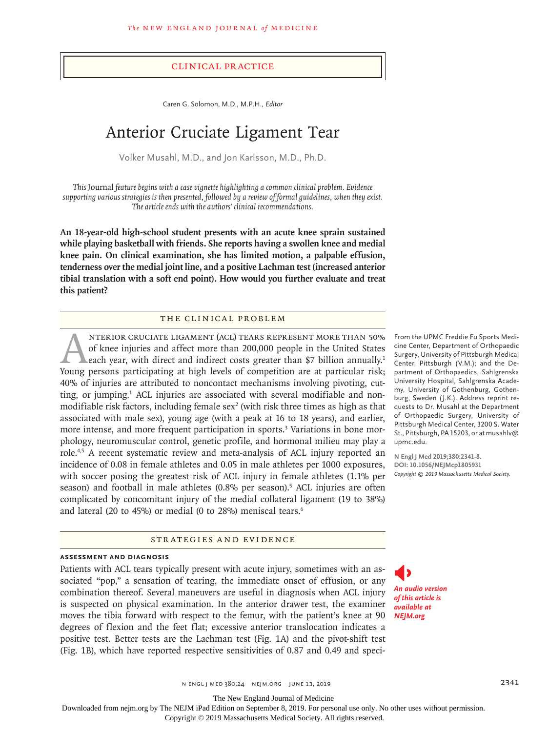## Clinical Practice

Caren G. Solomon, M.D., M.P.H., *Editor*

# Anterior Cruciate Ligament Tear

Volker Musahl, M.D., and Jon Karlsson, M.D., Ph.D.

*This* Journal *feature begins with a case vignette highlighting a common clinical problem. Evidence supporting various strategies is then presented, followed by a review of formal guidelines, when they exist. The article ends with the authors' clinical recommendations.*

**An 18-year-old high-school student presents with an acute knee sprain sustained while playing basketball with friends. She reports having a swollen knee and medial knee pain. On clinical examination, she has limited motion, a palpable effusion, tenderness over the medial joint line, and a positive Lachman test (increased anterior tibial translation with a soft end point). How would you further evaluate and treat this patient?**

## The Clinical Problem

Anterior cruciate ligament (ACL) tears represent more than 50% of knee injuries and affect more than 200,000 people in the United States each year, with direct and indirect costs greater than $7 billion annually.[1] Young persons participating at high levels of competition are at particular risk; 40% of injuries are attributed to noncontact mechanisms involving pivoting, cutting, or jumping.[1] ACL injuries are associated with several modifiable and nonmodifiable risk factors, including female sex[2] (with risk three times as high as that associated with male sex), young age (with a peak at 16 to 18 years), and earlier, more intense, and more frequent participation in sports.[3] Variations in bone morphology, neuromuscular control, genetic profile, and hormonal milieu may play a role.[4,5] A recent systematic review and meta-analysis of ACL injury reported an incidence of 0.08 in female athletes and 0.05 in male athletes per 1000 exposures, with soccer posing the greatest risk of ACL injury in female athletes (1.1% per season) and football in male athletes (0.8% per season).[5] ACL injuries are often complicated by concomitant injury of the medial collateral ligament (19 to 38%) and lateral (20 to 45%) or medial (0 to 28%) meniscal tears.[6]

From the UPMC Freddie Fu Sports Medicine Center, Department of Orthopaedic Surgery, University of Pittsburgh Medical Center, Pittsburgh (V.M.); and the Department of Orthopaedics, Sahlgrenska University Hospital, Sahlgrenska Academy, University of Gothenburg, Gothenburg, Sweden (J.K.). Address reprint requests to Dr. Musahl at the Department of Orthopaedic Surgery, University of Pittsburgh Medical Center, 3200 S. Water St., Pittsburgh, PA 15203, or at musahlv@upmc.edu.

**N Engl J Med 2019;380:2341-8.**
**DOI: 10.1056/NEJMcp1805931**
*Copyright © 2019 Massachusetts Medical Society.*

*An audio version of this article is available at NEJM.org*

## Strategies and Evidence

### Assessment and Diagnosis

Patients with ACL tears typically present with acute injury, sometimes with an associated "pop," a sensation of tearing, the immediate onset of effusion, or any combination thereof. Several maneuvers are useful in diagnosis when ACL injury is suspected on physical examination. In the anterior drawer test, the examiner moves the tibia forward with respect to the femur, with the patient's knee at 90 degrees of flexion and the feet flat; excessive anterior translocation indicates a positive test. Better tests are the Lachman test (Fig. 1A) and the pivot-shift test (Fig. 1B), which have reported respective sensitivities of 0.87 and 0.49 and speci-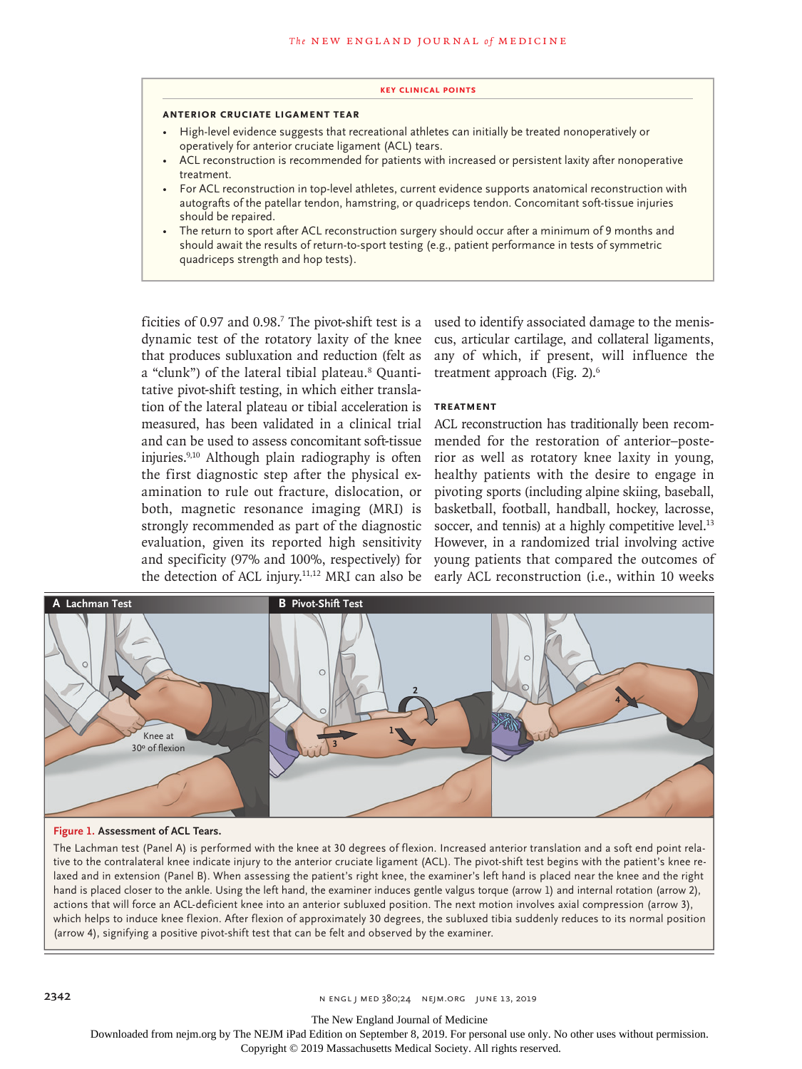**KEY CLINICAL POINTS**

**ANTERIOR CRUCIATE LIGAMENT TEAR**

- High-level evidence suggests that recreational athletes can initially be treated nonoperatively or operatively for anterior cruciate ligament (ACL) tears.
- ACL reconstruction is recommended for patients with increased or persistent laxity after nonoperative treatment.
- For ACL reconstruction in top-level athletes, current evidence supports anatomical reconstruction with autografts of the patellar tendon, hamstring, or quadriceps tendon. Concomitant soft-tissue injuries should be repaired.
- The return to sport after ACL reconstruction surgery should occur after a minimum of 9 months and should await the results of return-to-sport testing (e.g., patient performance in tests of symmetric quadriceps strength and hop tests).

ficities of 0.97 and 0.98.[7] The pivot-shift test is a dynamic test of the rotatory laxity of the knee that produces subluxation and reduction (felt as a "clunk") of the lateral tibial plateau.[8] Quantitative pivot-shift testing, in which either translation of the lateral plateau or tibial acceleration is measured, has been validated in a clinical trial and can be used to assess concomitant soft-tissue injuries.[9,10] Although plain radiography is often the first diagnostic step after the physical examination to rule out fracture, dislocation, or both, magnetic resonance imaging (MRI) is strongly recommended as part of the diagnostic evaluation, given its reported high sensitivity and specificity (97% and 100%, respectively) for the detection of ACL injury.[11,12] MRI can also be used to identify associated damage to the meniscus, articular cartilage, and collateral ligaments, any of which, if present, will influence the treatment approach (Fig. 2).[6]

## TREATMENT

ACL reconstruction has traditionally been recommended for the restoration of anterior–posterior as well as rotatory knee laxity in young, healthy patients with the desire to engage in pivoting sports (including alpine skiing, baseball, basketball, football, handball, hockey, lacrosse, soccer, and tennis) at a highly competitive level.[13] However, in a randomized trial involving active young patients that compared the outcomes of early ACL reconstruction (i.e., within 10 weeks

**Figure 1. Assessment of ACL Tears.**

The Lachman test (Panel A) is performed with the knee at 30 degrees of flexion. Increased anterior translation and a soft end point relative to the contralateral knee indicate injury to the anterior cruciate ligament (ACL). The pivot-shift test begins with the patient's knee relaxed and in extension (Panel B). When assessing the patient's right knee, the examiner's left hand is placed near the knee and the right hand is placed closer to the ankle. Using the left hand, the examiner induces gentle valgus torque (arrow 1) and internal rotation (arrow 2), actions that will force an ACL-deficient knee into an anterior subluxed position. The next motion involves axial compression (arrow 3), which helps to induce knee flexion. After flexion of approximately 30 degrees, the subluxed tibia suddenly reduces to its normal position (arrow 4), signifying a positive pivot-shift test that can be felt and observed by the examiner.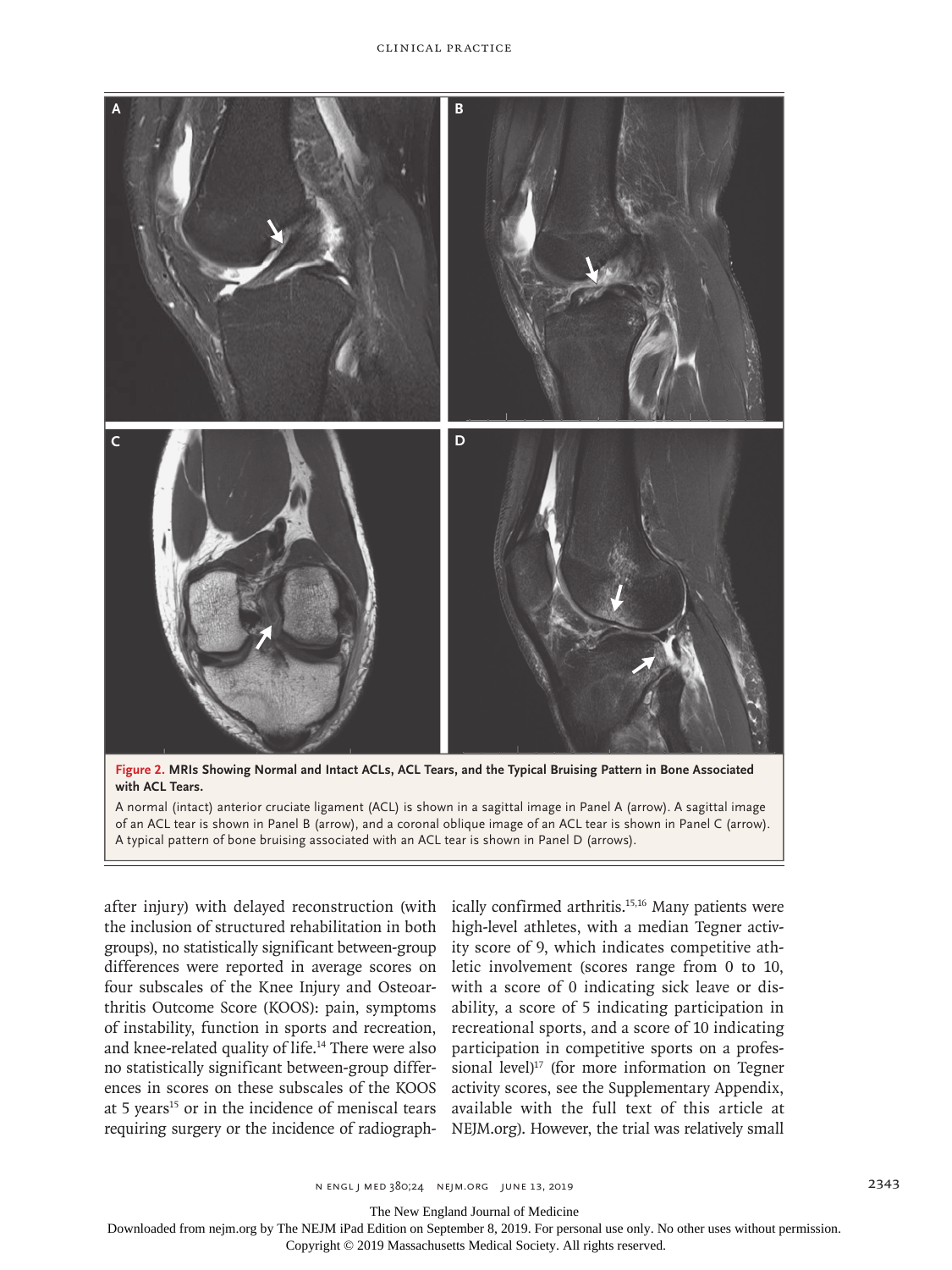**Figure 2. MRIs Showing Normal and Intact ACLs, ACL Tears, and the Typical Bruising Pattern in Bone Associated with ACL Tears.**

A normal (intact) anterior cruciate ligament (ACL) is shown in a sagittal image in Panel A (arrow). A sagittal image of an ACL tear is shown in Panel B (arrow), and a coronal oblique image of an ACL tear is shown in Panel C (arrow). A typical pattern of bone bruising associated with an ACL tear is shown in Panel D (arrows).

after injury) with delayed reconstruction (with the inclusion of structured rehabilitation in both groups), no statistically significant between-group differences were reported in average scores on four subscales of the Knee Injury and Osteoarthritis Outcome Score (KOOS): pain, symptoms of instability, function in sports and recreation, and knee-related quality of life.[14] There were also no statistically significant between-group differences in scores on these subscales of the KOOS at 5 years[15] or in the incidence of meniscal tears requiring surgery or the incidence of radiographically confirmed arthritis.[15,16] Many patients were high-level athletes, with a median Tegner activity score of 9, which indicates competitive athletic involvement (scores range from 0 to 10, with a score of 0 indicating sick leave or disability, a score of 5 indicating participation in recreational sports, and a score of 10 indicating participation in competitive sports on a professional level)[17] (for more information on Tegner activity scores, see the Supplementary Appendix, available with the full text of this article at NEJM.org). However, the trial was relatively small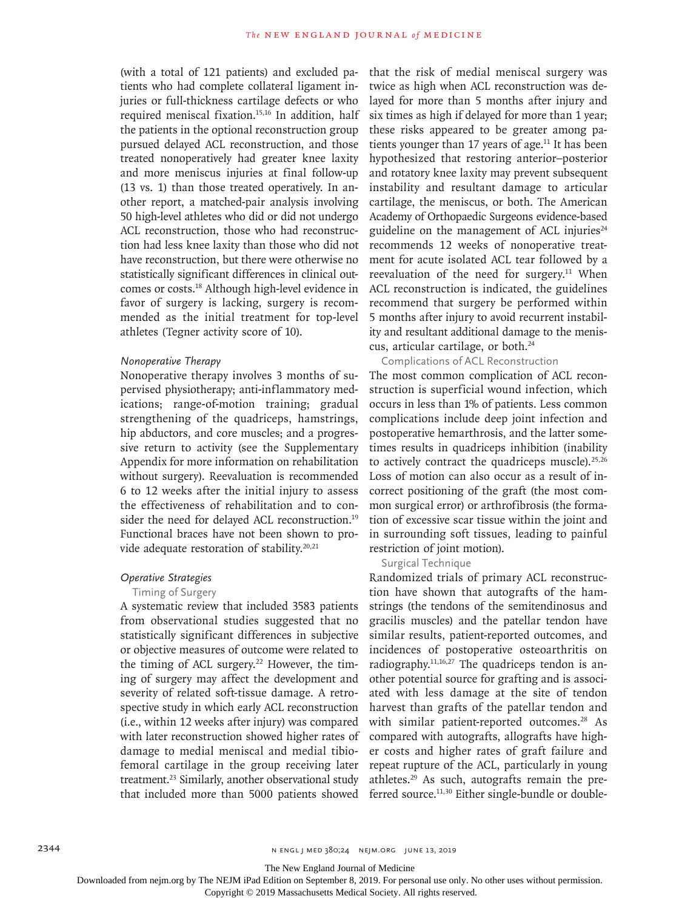(with a total of 121 patients) and excluded patients who had complete collateral ligament injuries or full-thickness cartilage defects or who required meniscal fixation.[15,16] In addition, half the patients in the optional reconstruction group pursued delayed ACL reconstruction, and those treated nonoperatively had greater knee laxity and more meniscus injuries at final follow-up (13 vs. 1) than those treated operatively. In another report, a matched-pair analysis involving 50 high-level athletes who did or did not undergo ACL reconstruction, those who had reconstruction had less knee laxity than those who did not have reconstruction, but there were otherwise no statistically significant differences in clinical outcomes or costs.[18] Although high-level evidence in favor of surgery is lacking, surgery is recommended as the initial treatment for top-level athletes (Tegner activity score of 10).

### *Nonoperative Therapy*

Nonoperative therapy involves 3 months of supervised physiotherapy; anti-inflammatory medications; range-of-motion training; gradual strengthening of the quadriceps, hamstrings, hip abductors, and core muscles; and a progressive return to activity (see the Supplementary Appendix for more information on rehabilitation without surgery). Reevaluation is recommended 6 to 12 weeks after the initial injury to assess the effectiveness of rehabilitation and to consider the need for delayed ACL reconstruction.[19] Functional braces have not been shown to provide adequate restoration of stability.[20,21]

### *Operative Strategies*

#### Timing of Surgery

A systematic review that included 3583 patients from observational studies suggested that no statistically significant differences in subjective or objective measures of outcome were related to the timing of ACL surgery.[22] However, the timing of surgery may affect the development and severity of related soft-tissue damage. A retrospective study in which early ACL reconstruction (i.e., within 12 weeks after injury) was compared with later reconstruction showed higher rates of damage to medial meniscal and medial tibiofemoral cartilage in the group receiving later treatment.[23] Similarly, another observational study that included more than 5000 patients showed that the risk of medial meniscal surgery was twice as high when ACL reconstruction was delayed for more than 5 months after injury and six times as high if delayed for more than 1 year; these risks appeared to be greater among patients younger than 17 years of age.[11] It has been hypothesized that restoring anterior–posterior and rotatory knee laxity may prevent subsequent instability and resultant damage to articular cartilage, the meniscus, or both. The American Academy of Orthopaedic Surgeons evidence-based guideline on the management of ACL injuries[24] recommends 12 weeks of nonoperative treatment for acute isolated ACL tear followed by a reevaluation of the need for surgery.[11] When ACL reconstruction is indicated, the guidelines recommend that surgery be performed within 5 months after injury to avoid recurrent instability and resultant additional damage to the meniscus, articular cartilage, or both.[24]

#### Complications of ACL Reconstruction

The most common complication of ACL reconstruction is superficial wound infection, which occurs in less than 1% of patients. Less common complications include deep joint infection and postoperative hemarthrosis, and the latter sometimes results in quadriceps inhibition (inability to actively contract the quadriceps muscle).[25,26] Loss of motion can also occur as a result of incorrect positioning of the graft (the most common surgical error) or arthrofibrosis (the formation of excessive scar tissue within the joint and in surrounding soft tissues, leading to painful restriction of joint motion).

#### Surgical Technique

Randomized trials of primary ACL reconstruction have shown that autografts of the hamstrings (the tendons of the semitendinosus and gracilis muscles) and the patellar tendon have similar results, patient-reported outcomes, and incidences of postoperative osteoarthritis on radiography.[11,16,27] The quadriceps tendon is another potential source for grafting and is associated with less damage at the site of tendon harvest than grafts of the patellar tendon and with similar patient-reported outcomes.[28] As compared with autografts, allografts have higher costs and higher rates of graft failure and repeat rupture of the ACL, particularly in young athletes.[29] As such, autografts remain the preferred source.[11,30] Either single-bundle or double-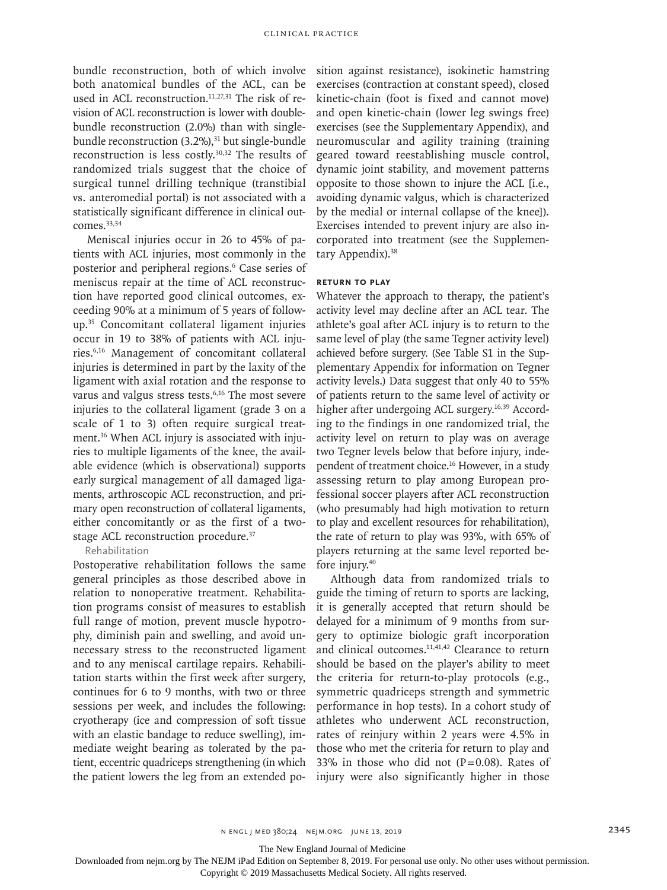bundle reconstruction, both of which involve both anatomical bundles of the ACL, can be used in ACL reconstruction.[11,27,31] The risk of revision of ACL reconstruction is lower with double-bundle reconstruction (2.0%) than with single-bundle reconstruction (3.2%),[31] but single-bundle reconstruction is less costly.[30,32] The results of randomized trials suggest that the choice of surgical tunnel drilling technique (transtibial vs. anteromedial portal) is not associated with a statistically significant difference in clinical outcomes.[33,34]

Meniscal injuries occur in 26 to 45% of patients with ACL injuries, most commonly in the posterior and peripheral regions.[6] Case series of meniscus repair at the time of ACL reconstruction have reported good clinical outcomes, exceeding 90% at a minimum of 5 years of follow-up.[35] Concomitant collateral ligament injuries occur in 19 to 38% of patients with ACL injuries.[6,16] Management of concomitant collateral injuries is determined in part by the laxity of the ligament with axial rotation and the response to varus and valgus stress tests.[6,16] The most severe injuries to the collateral ligament (grade 3 on a scale of 1 to 3) often require surgical treatment.[36] When ACL injury is associated with injuries to multiple ligaments of the knee, the available evidence (which is observational) supports early surgical management of all damaged ligaments, arthroscopic ACL reconstruction, and primary open reconstruction of collateral ligaments, either concomitantly or as the first of a two-stage ACL reconstruction procedure.[37]

#### Rehabilitation

Postoperative rehabilitation follows the same general principles as those described above in relation to nonoperative treatment. Rehabilitation programs consist of measures to establish full range of motion, prevent muscle hypotrophy, diminish pain and swelling, and avoid unnecessary stress to the reconstructed ligament and to any meniscal cartilage repairs. Rehabilitation starts within the first week after surgery, continues for 6 to 9 months, with two or three sessions per week, and includes the following: cryotherapy (ice and compression of soft tissue with an elastic bandage to reduce swelling), immediate weight bearing as tolerated by the patient, eccentric quadriceps strengthening (in which the patient lowers the leg from an extended position against resistance), isokinetic hamstring exercises (contraction at constant speed), closed kinetic-chain (foot is fixed and cannot move) and open kinetic-chain (lower leg swings free) exercises (see the Supplementary Appendix), and neuromuscular and agility training (training geared toward reestablishing muscle control, dynamic joint stability, and movement patterns opposite to those shown to injure the ACL [i.e., avoiding dynamic valgus, which is characterized by the medial or internal collapse of the knee]). Exercises intended to prevent injury are also incorporated into treatment (see the Supplementary Appendix).[38]

### RETURN TO PLAY

Whatever the approach to therapy, the patient's activity level may decline after an ACL tear. The athlete's goal after ACL injury is to return to the same level of play (the same Tegner activity level) achieved before surgery. (See Table S1 in the Supplementary Appendix for information on Tegner activity levels.) Data suggest that only 40 to 55% of patients return to the same level of activity or higher after undergoing ACL surgery.[16,39] According to the findings in one randomized trial, the activity level on return to play was on average two Tegner levels below that before injury, independent of treatment choice.[16] However, in a study assessing return to play among European professional soccer players after ACL reconstruction (who presumably had high motivation to return to play and excellent resources for rehabilitation), the rate of return to play was 93%, with 65% of players returning at the same level reported before injury.[40]

Although data from randomized trials to guide the timing of return to sports are lacking, it is generally accepted that return should be delayed for a minimum of 9 months from surgery to optimize biologic graft incorporation and clinical outcomes.[11,41,42] Clearance to return should be based on the player's ability to meet the criteria for return-to-play protocols (e.g., symmetric quadriceps strength and symmetric performance in hop tests). In a cohort study of athletes who underwent ACL reconstruction, rates of reinjury within 2 years were 4.5% in those who met the criteria for return to play and 33% in those who did not ($P=0.08$). Rates of injury were also significantly higher in those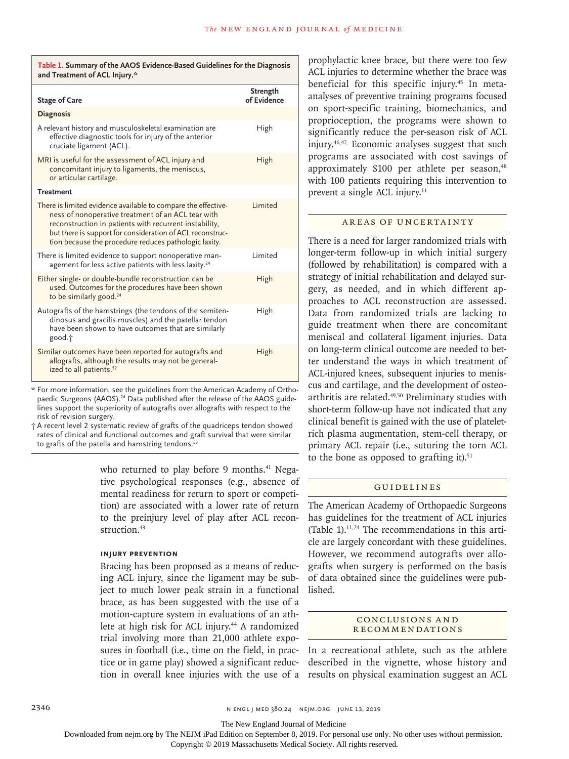**Table 1. Summary of the AAOS Evidence-Based Guidelines for the Diagnosis and Treatment of ACL Injury.***

| Stage of Care | Strength of Evidence |
|---|---|
| **Diagnosis** | |
| A relevant history and musculoskeletal examination are effective diagnostic tools for injury of the anterior cruciate ligament (ACL). | High |
| MRI is useful for the assessment of ACL injury and concomitant injury to ligaments, the meniscus, or articular cartilage. | High |
| **Treatment** | |
| There is limited evidence available to compare the effectiveness of nonoperative treatment of an ACL tear with reconstruction in patients with recurrent instability, but there is support for consideration of ACL reconstruction because the procedure reduces pathologic laxity. | Limited |
| There is limited evidence to support nonoperative management for less active patients with less laxity.[24] | Limited |
| Either single- or double-bundle reconstruction can be used. Outcomes for the procedures have been shown to be similarly good.[24] | High |
| Autografts of the hamstrings (the tendons of the semitendinosus and gracilis muscles) and the patellar tendon have been shown to have outcomes that are similarly good.† | High |
| Similar outcomes have been reported for autografts and allografts, although the results may not be generalized to all patients.[52] | High |

\* For more information, see the guidelines from the American Academy of Orthopaedic Surgeons (AAOS).[24] Data published after the release of the AAOS guidelines support the superiority of autografts over allografts with respect to the risk of revision surgery.

† A recent level 2 systematic review of grafts of the quadriceps tendon showed rates of clinical and functional outcomes and graft survival that were similar to grafts of the patella and hamstring tendons.[53]

who returned to play before 9 months.[41] Negative psychological responses (e.g., absence of mental readiness for return to sport or competition) are associated with a lower rate of return to the preinjury level of play after ACL reconstruction.[43]

### INJURY PREVENTION

Bracing has been proposed as a means of reducing ACL injury, since the ligament may be subject to much lower peak strain in a functional brace, as has been suggested with the use of a motion-capture system in evaluations of an athlete at high risk for ACL injury.[44] A randomized trial involving more than 21,000 athlete exposures in football (i.e., time on the field, in practice or in game play) showed a significant reduction in overall knee injuries with the use of a prophylactic knee brace, but there were too few ACL injuries to determine whether the brace was beneficial for this specific injury.[45] In meta-analyses of preventive training programs focused on sport-specific training, biomechanics, and proprioception, the programs were shown to significantly reduce the per-season risk of ACL injury.[46,47] Economic analyses suggest that such programs are associated with cost savings of approximately $100 per athlete per season,[48] with 100 patients requiring this intervention to prevent a single ACL injury.[11]

## AREAS OF UNCERTAINTY

There is a need for larger randomized trials with longer-term follow-up in which initial surgery (followed by rehabilitation) is compared with a strategy of initial rehabilitation and delayed surgery, as needed, and in which different approaches to ACL reconstruction are assessed. Data from randomized trials are lacking to guide treatment when there are concomitant meniscal and collateral ligament injuries. Data on long-term clinical outcome are needed to better understand the ways in which treatment of ACL-injured knees, subsequent injuries to meniscus and cartilage, and the development of osteoarthritis are related.[49,50] Preliminary studies with short-term follow-up have not indicated that any clinical benefit is gained with the use of platelet-rich plasma augmentation, stem-cell therapy, or primary ACL repair (i.e., suturing the torn ACL to the bone as opposed to grafting it).[51]

## GUIDELINES

The American Academy of Orthopaedic Surgeons has guidelines for the treatment of ACL injuries (Table 1).[11,24] The recommendations in this article are largely concordant with these guidelines. However, we recommend autografts over allografts when surgery is performed on the basis of data obtained since the guidelines were published.

## CONCLUSIONS AND RECOMMENDATIONS

In a recreational athlete, such as the athlete described in the vignette, whose history and results on physical examination suggest an ACL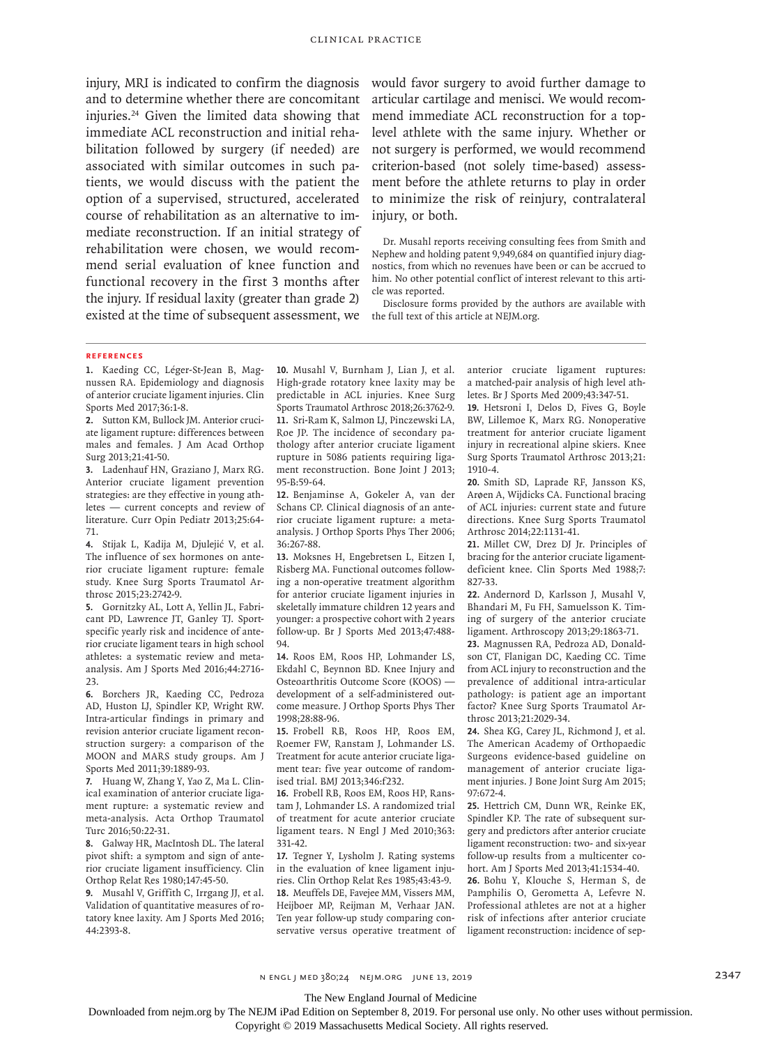injury, MRI is indicated to confirm the diagnosis and to determine whether there are concomitant injuries.[24] Given the limited data showing that immediate ACL reconstruction and initial rehabilitation followed by surgery (if needed) are associated with similar outcomes in such patients, we would discuss with the patient the option of a supervised, structured, accelerated course of rehabilitation as an alternative to immediate reconstruction. If an initial strategy of rehabilitation were chosen, we would recommend serial evaluation of knee function and functional recovery in the first 3 months after the injury. If residual laxity (greater than grade 2) existed at the time of subsequent assessment, we would favor surgery to avoid further damage to articular cartilage and menisci. We would recommend immediate ACL reconstruction for a top-level athlete with the same injury. Whether or not surgery is performed, we would recommend criterion-based (not solely time-based) assessment before the athlete returns to play in order to minimize the risk of reinjury, contralateral injury, or both.

Dr. Musahl reports receiving consulting fees from Smith and Nephew and holding patent 9,949,684 on quantified injury diagnostics, from which no revenues have been or can be accrued to him. No other potential conflict of interest relevant to this article was reported.

Disclosure forms provided by the authors are available with the full text of this article at NEJM.org.

## References

1. Kaeding CC, Léger-St-Jean B, Magnussen RA. Epidemiology and diagnosis of anterior cruciate ligament injuries. Clin Sports Med 2017;36:1-8.
2. Sutton KM, Bullock JM. Anterior cruciate ligament rupture: differences between males and females. J Am Acad Orthop Surg 2013;21:41-50.
3. Ladenhauf HN, Graziano J, Marx RG. Anterior cruciate ligament prevention strategies: are they effective in young athletes — current concepts and review of literature. Curr Opin Pediatr 2013;25:64-71.
4. Stijak L, Kadija M, Djulejić V, et al. The influence of sex hormones on anterior cruciate ligament rupture: female study. Knee Surg Sports Traumatol Arthrosc 2015;23:2742-9.
5. Gornitzky AL, Lott A, Yellin JL, Fabricant PD, Lawrence JT, Ganley TJ. Sport-specific yearly risk and incidence of anterior cruciate ligament tears in high school athletes: a systematic review and meta-analysis. Am J Sports Med 2016;44:2716-23.
6. Borchers JR, Kaeding CC, Pedroza AD, Huston LJ, Spindler KP, Wright RW. Intra-articular findings in primary and revision anterior cruciate ligament reconstruction surgery: a comparison of the MOON and MARS study groups. Am J Sports Med 2011;39:1889-93.
7. Huang W, Zhang Y, Yao Z, Ma L. Clinical examination of anterior cruciate ligament rupture: a systematic review and meta-analysis. Acta Orthop Traumatol Turc 2016;50:22-31.
8. Galway HR, MacIntosh DL. The lateral pivot shift: a symptom and sign of anterior cruciate ligament insufficiency. Clin Orthop Relat Res 1980;147:45-50.
9. Musahl V, Griffith C, Irrgang JJ, et al. Validation of quantitative measures of rotatory knee laxity. Am J Sports Med 2016;44:2393-8.
10. Musahl V, Burnham J, Lian J, et al. High-grade rotatory knee laxity may be predictable in ACL injuries. Knee Surg Sports Traumatol Arthrosc 2018;26:3762-9.
11. Sri-Ram K, Salmon LJ, Pinczewski LA, Roe JP. The incidence of secondary pathology after anterior cruciate ligament rupture in 5086 patients requiring ligament reconstruction. Bone Joint J 2013;95-B:59-64.
12. Benjaminse A, Gokeler A, van der Schans CP. Clinical diagnosis of an anterior cruciate ligament rupture: a meta-analysis. J Orthop Sports Phys Ther 2006;36:267-88.
13. Moksnes H, Engebretsen L, Eitzen I, Risberg MA. Functional outcomes following a non-operative treatment algorithm for anterior cruciate ligament injuries in skeletally immature children 12 years and younger: a prospective cohort with 2 years follow-up. Br J Sports Med 2013;47:488-94.
14. Roos EM, Roos HP, Lohmander LS, Ekdahl C, Beynnon BD. Knee Injury and Osteoarthritis Outcome Score (KOOS) — development of a self-administered outcome measure. J Orthop Sports Phys Ther 1998;28:88-96.
15. Frobell RB, Roos HP, Roos EM, Roemer FW, Ranstam J, Lohmander LS. Treatment for acute anterior cruciate ligament tear: five year outcome of randomised trial. BMJ 2013;346:f232.
16. Frobell RB, Roos EM, Roos HP, Ranstam J, Lohmander LS. A randomized trial of treatment for acute anterior cruciate ligament tears. N Engl J Med 2010;363:331-42.
17. Tegner Y, Lysholm J. Rating systems in the evaluation of knee ligament injuries. Clin Orthop Relat Res 1985;43:43-9.
18. Meuffels DE, Favejee MM, Vissers MM, Heijboer MP, Reijman M, Verhaar JAN. Ten year follow-up study comparing conservative versus operative treatment of anterior cruciate ligament ruptures: a matched-pair analysis of high level athletes. Br J Sports Med 2009;43:347-51.
19. Hetsroni I, Delos D, Fives G, Boyle BW, Lillemoe K, Marx RG. Nonoperative treatment for anterior cruciate ligament injury in recreational alpine skiers. Knee Surg Sports Traumatol Arthrosc 2013;21:1910-4.
20. Smith SD, Laprade RF, Jansson KS, Arøen A, Wijdicks CA. Functional bracing of ACL injuries: current state and future directions. Knee Surg Sports Traumatol Arthrosc 2014;22:1131-41.
21. Millet CW, Drez DJ Jr. Principles of bracing for the anterior cruciate ligament-deficient knee. Clin Sports Med 1988;7:827-33.
22. Andernord D, Karlsson J, Musahl V, Bhandari M, Fu FH, Samuelsson K. Timing of surgery of the anterior cruciate ligament. Arthroscopy 2013;29:1863-71.
23. Magnussen RA, Pedroza AD, Donaldson CT, Flanigan DC, Kaeding CC. Time from ACL injury to reconstruction and the prevalence of additional intra-articular pathology: is patient age an important factor? Knee Surg Sports Traumatol Arthrosc 2013;21:2029-34.
24. Shea KG, Carey JL, Richmond J, et al. The American Academy of Orthopaedic Surgeons evidence-based guideline on management of anterior cruciate ligament injuries. J Bone Joint Surg Am 2015;97:672-4.
25. Hettrich CM, Dunn WR, Reinke EK, Spindler KP. The rate of subsequent surgery and predictors after anterior cruciate ligament reconstruction: two- and six-year follow-up results from a multicenter cohort. Am J Sports Med 2013;41:1534-40.
26. Bohu Y, Klouche S, Herman S, de Pamphilis O, Gerometta A, Lefevre N. Professional athletes are not at a higher risk of infections after anterior cruciate ligament reconstruction: incidence of sep-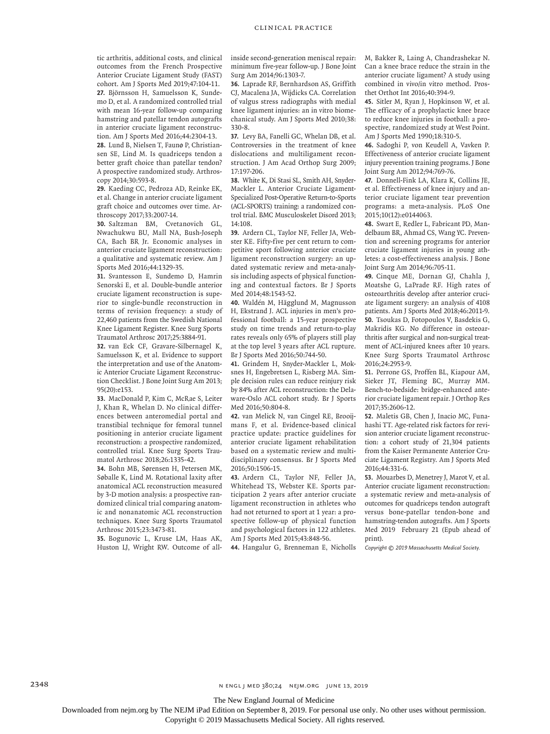tic arthritis, additional costs, and clinical outcomes from the French Prospective Anterior Cruciate Ligament Study (FAST) cohort. Am J Sports Med 2019;47:104-11.

**27.** Björnsson H, Samuelsson K, Sundemo D, et al. A randomized controlled trial with mean 16-year follow-up comparing hamstring and patellar tendon autografts in anterior cruciate ligament reconstruction. Am J Sports Med 2016;44:2304-13.

**28.** Lund B, Nielsen T, Faunø P, Christiansen SE, Lind M. Is quadriceps tendon a better graft choice than patellar tendon? A prospective randomized study. Arthroscopy 2014;30:593-8.

**29.** Kaeding CC, Pedroza AD, Reinke EK, et al. Change in anterior cruciate ligament graft choice and outcomes over time. Arthroscopy 2017;33:2007-14.

**30.** Saltzman BM, Cvetanovich GL, Nwachukwu BU, Mall NA, Bush-Joseph CA, Bach BR Jr. Economic analyses in anterior cruciate ligament reconstruction: a qualitative and systematic review. Am J Sports Med 2016;44:1329-35.

**31.** Svantesson E, Sundemo D, Hamrin Senorski E, et al. Double-bundle anterior cruciate ligament reconstruction is superior to single-bundle reconstruction in terms of revision frequency: a study of 22,460 patients from the Swedish National Knee Ligament Register. Knee Surg Sports Traumatol Arthrosc 2017;25:3884-91.

**32.** van Eck CF, Gravare-Silbernagel K, Samuelsson K, et al. Evidence to support the interpretation and use of the Anatomic Anterior Cruciate Ligament Reconstruction Checklist. J Bone Joint Surg Am 2013; 95(20):e153.

**33.** MacDonald P, Kim C, McRae S, Leiter J, Khan R, Whelan D. No clinical differences between anteromedial portal and transtibial technique for femoral tunnel positioning in anterior cruciate ligament reconstruction: a prospective randomized, controlled trial. Knee Surg Sports Traumatol Arthrosc 2018;26:1335-42.

**34.** Bohn MB, Sørensen H, Petersen MK, Søballe K, Lind M. Rotational laxity after anatomical ACL reconstruction measured by 3-D motion analysis: a prospective randomized clinical trial comparing anatomic and nonanatomic ACL reconstruction techniques. Knee Surg Sports Traumatol Arthrosc 2015;23:3473-81.

**35.** Bogunovic L, Kruse LM, Haas AK, Huston LJ, Wright RW. Outcome of all-inside second-generation meniscal repair: minimum five-year follow-up. J Bone Joint Surg Am 2014;96:1303-7.

**36.** Laprade RF, Bernhardson AS, Griffith CJ, Macalena JA, Wijdicks CA. Correlation of valgus stress radiographs with medial knee ligament injuries: an in vitro biomechanical study. Am J Sports Med 2010;38: 330-8.

**37.** Levy BA, Fanelli GC, Whelan DB, et al. Controversies in the treatment of knee dislocations and multiligament reconstruction. J Am Acad Orthop Surg 2009; 17:197-206.

**38.** White K, Di Stasi SL, Smith AH, Snyder-Mackler L. Anterior Cruciate Ligament-Specialized Post-Operative Return-to-Sports (ACL-SPORTS) training: a randomized control trial. BMC Musculoskelet Disord 2013; 14:108.

**39.** Ardern CL, Taylor NF, Feller JA, Webster KE. Fifty-five per cent return to competitive sport following anterior cruciate ligament reconstruction surgery: an updated systematic review and meta-analysis including aspects of physical functioning and contextual factors. Br J Sports Med 2014;48:1543-52.

**40.** Waldén M, Hägglund M, Magnusson H, Ekstrand J. ACL injuries in men's professional football: a 15-year prospective study on time trends and return-to-play rates reveals only 65% of players still play at the top level 3 years after ACL rupture. Br J Sports Med 2016;50:744-50.

**41.** Grindem H, Snyder-Mackler L, Moksnes H, Engebretsen L, Risberg MA. Simple decision rules can reduce reinjury risk by 84% after ACL reconstruction: the Delaware-Oslo ACL cohort study. Br J Sports Med 2016;50:804-8.

**42.** van Melick N, van Cingel RE, Brooijmans F, et al. Evidence-based clinical practice update: practice guidelines for anterior cruciate ligament rehabilitation based on a systematic review and multidisciplinary consensus. Br J Sports Med 2016;50:1506-15.

**43.** Ardern CL, Taylor NF, Feller JA, Whitehead TS, Webster KE. Sports participation 2 years after anterior cruciate ligament reconstruction in athletes who had not returned to sport at 1 year: a prospective follow-up of physical function and psychological factors in 122 athletes. Am J Sports Med 2015;43:848-56.

**44.** Hangalur G, Brenneman E, Nicholls M, Bakker R, Laing A, Chandrashekar N. Can a knee brace reduce the strain in the anterior cruciate ligament? A study using combined in vivo/in vitro method. Prosthet Orthot Int 2016;40:394-9.

**45.** Sitler M, Ryan J, Hopkinson W, et al. The efficacy of a prophylactic knee brace to reduce knee injuries in football: a prospective, randomized study at West Point. Am J Sports Med 1990;18:310-5.

**46.** Sadoghi P, von Keudell A, Vavken P. Effectiveness of anterior cruciate ligament injury prevention training programs. J Bone Joint Surg Am 2012;94:769-76.

**47.** Donnell-Fink LA, Klara K, Collins JE, et al. Effectiveness of knee injury and anterior cruciate ligament tear prevention programs: a meta-analysis. PLoS One 2015;10(12):e0144063.

**48.** Swart E, Redler L, Fabricant PD, Mandelbaum BR, Ahmad CS, Wang YC. Prevention and screening programs for anterior cruciate ligament injuries in young athletes: a cost-effectiveness analysis. J Bone Joint Surg Am 2014;96:705-11.

**49.** Cinque ME, Dornan GJ, Chahla J, Moatshe G, LaPrade RF. High rates of osteoarthritis develop after anterior cruciate ligament surgery: an analysis of 4108 patients. Am J Sports Med 2018;46:2011-9.

**50.** Tsoukas D, Fotopoulos V, Basdekis G, Makridis KG. No difference in osteoarthritis after surgical and non-surgical treatment of ACL-injured knees after 10 years. Knee Surg Sports Traumatol Arthrosc 2016;24:2953-9.

**51.** Perrone GS, Proffen BL, Kiapour AM, Sieker JT, Fleming BC, Murray MM. Bench-to-bedside: bridge-enhanced anterior cruciate ligament repair. J Orthop Res 2017;35:2606-12.

**52.** Maletis GB, Chen J, Inacio MC, Funahashi TT. Age-related risk factors for revision anterior cruciate ligament reconstruction: a cohort study of 21,304 patients from the Kaiser Permanente Anterior Cruciate Ligament Registry. Am J Sports Med 2016;44:331-6.

**53.** Mouarbes D, Menetrey J, Marot V, et al. Anterior cruciate ligament reconstruction: a systematic review and meta-analysis of outcomes for quadriceps tendon autograft versus bone-patellar tendon-bone and hamstring-tendon autografts. Am J Sports Med 2019 February 21 (Epub ahead of print).

*Copyright © 2019 Massachusetts Medical Society.*